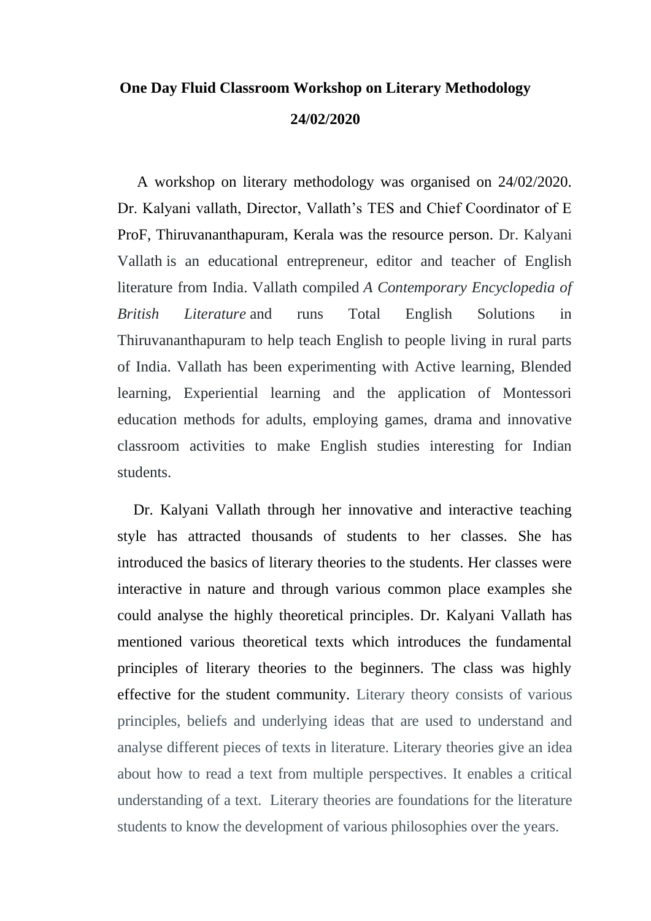**One Day Fluid Classroom Workshop on Literary Methodology**

**24/02/2020**

A workshop on literary methodology was organised on 24/02/2020. Dr. Kalyani vallath, Director, Vallath's TES and Chief Coordinator of E ProF, Thiruvananthapuram, Kerala was the resource person. Dr. Kalyani Vallath is an educational entrepreneur, editor and teacher of English literature from India. Vallath compiled *A Contemporary Encyclopedia of British Literature* and runs Total English Solutions in Thiruvananthapuram to help teach English to people living in rural parts of India. Vallath has been experimenting with Active learning, Blended learning, Experiential learning and the application of Montessori education methods for adults, employing games, drama and innovative classroom activities to make English studies interesting for Indian students.

Dr. Kalyani Vallath through her innovative and interactive teaching style has attracted thousands of students to her classes. She has introduced the basics of literary theories to the students. Her classes were interactive in nature and through various common place examples she could analyse the highly theoretical principles. Dr. Kalyani Vallath has mentioned various theoretical texts which introduces the fundamental principles of literary theories to the beginners. The class was highly effective for the student community. Literary theory consists of various principles, beliefs and underlying ideas that are used to understand and analyse different pieces of texts in literature. Literary theories give an idea about how to read a text from multiple perspectives. It enables a critical understanding of a text. Literary theories are foundations for the literature students to know the development of various philosophies over the years.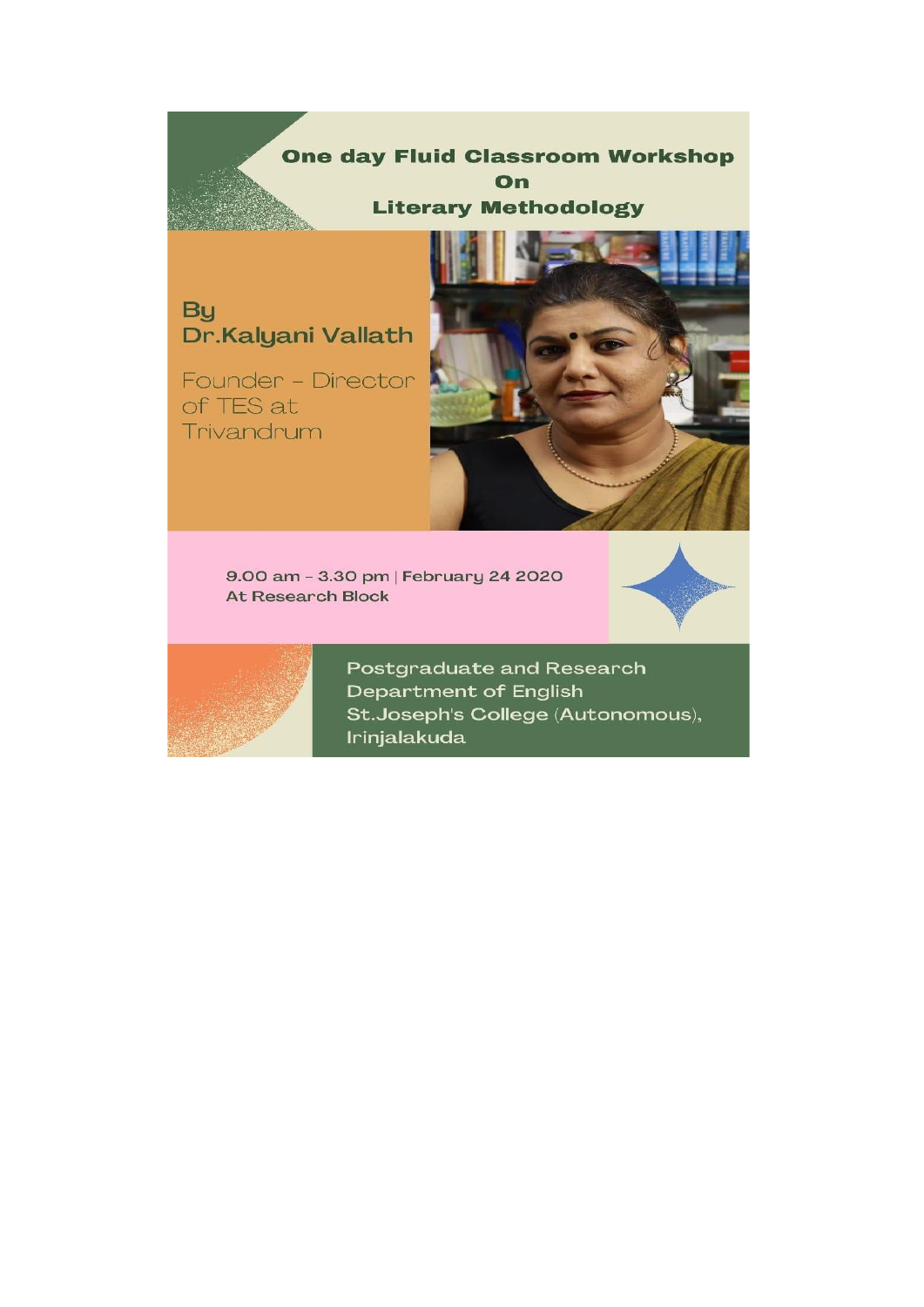# One day Fluid Classroom Workshop On Literary Methodology

**By**
**Dr.Kalyani Vallath**

Founder – Director of TES at Trivandrum

**9.00 am – 3.30 pm | February 24 2020**
**At Research Block**

Postgraduate and Research Department of English
St.Joseph's College (Autonomous),
Irinjalakuda